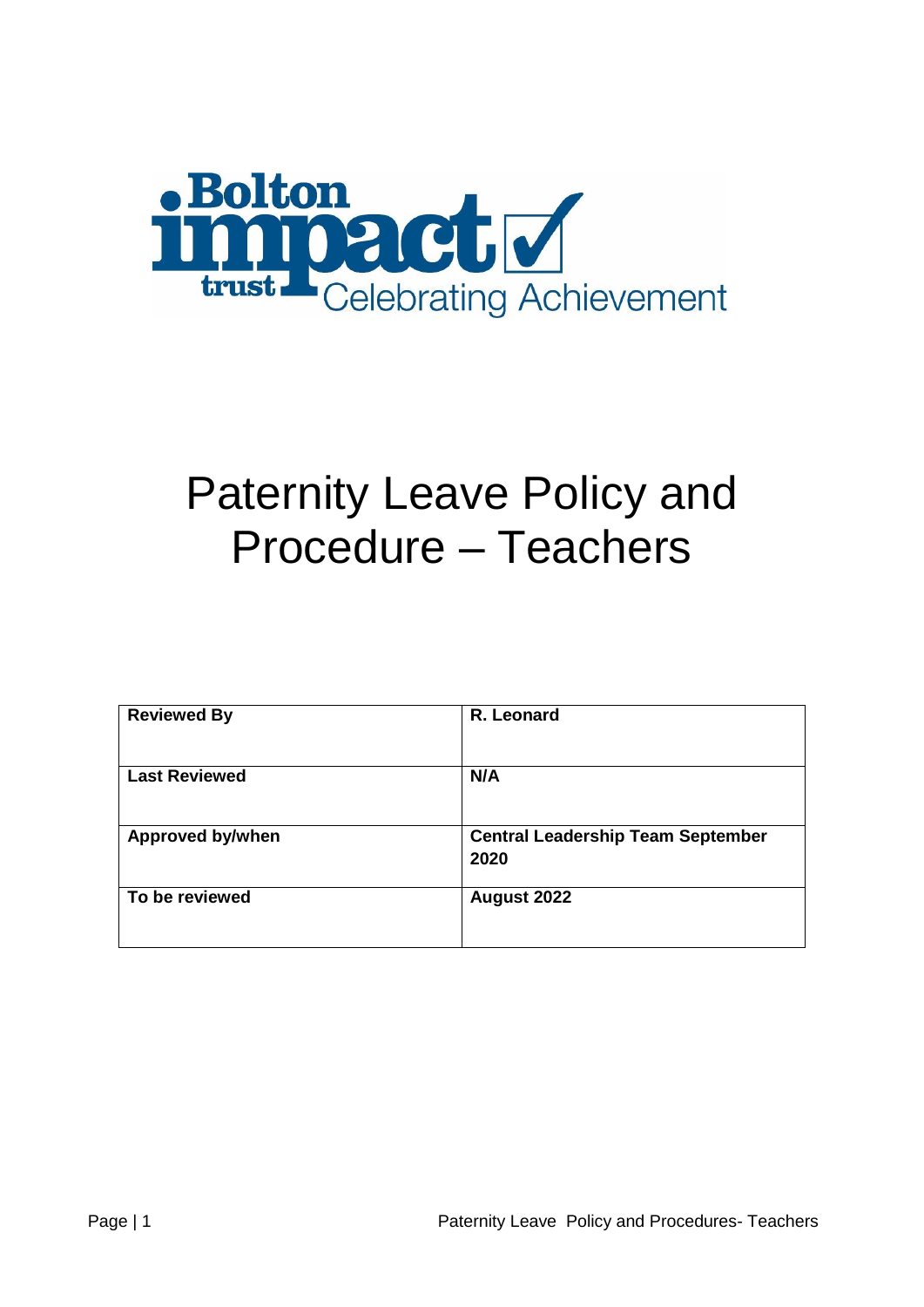# Paternity Leave Policy and Procedure – Teachers

| Reviewed By | R. Leonard |
| --- | --- |
| Last Reviewed | N/A |
| Approved by/when | Central Leadership Team September 2020 |
| To be reviewed | August 2022 |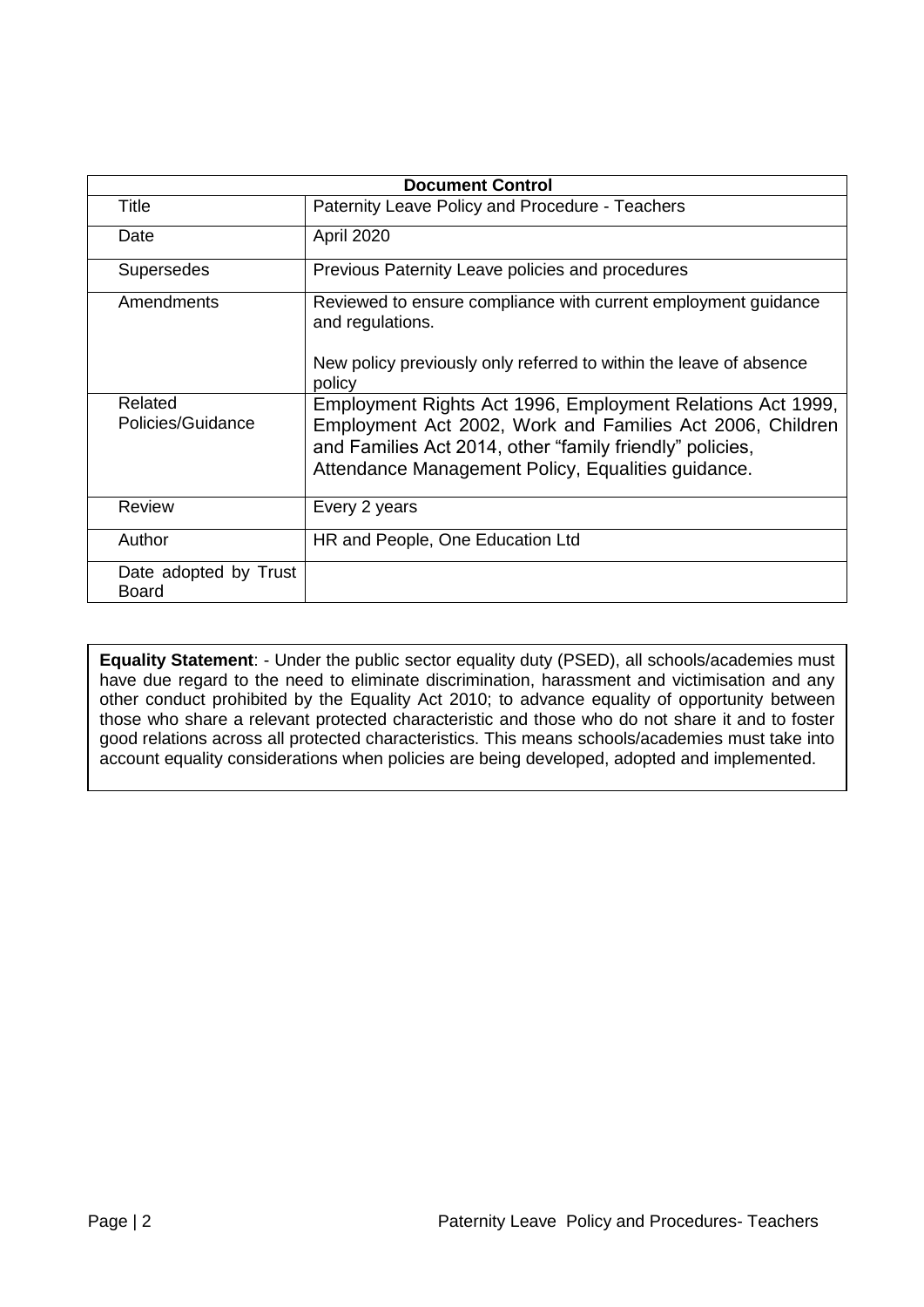| Document Control | |
|---|---|
| Title | Paternity Leave Policy and Procedure - Teachers |
| Date | April 2020 |
| Supersedes | Previous Paternity Leave policies and procedures |
| Amendments | Reviewed to ensure compliance with current employment guidance and regulations.<br><br>New policy previously only referred to within the leave of absence policy |
| Related Policies/Guidance | Employment Rights Act 1996, Employment Relations Act 1999, Employment Act 2002, Work and Families Act 2006, Children and Families Act 2014, other "family friendly" policies, Attendance Management Policy, Equalities guidance. |
| Review | Every 2 years |
| Author | HR and People, One Education Ltd |
| Date adopted by Trust Board | |

**Equality Statement**: - Under the public sector equality duty (PSED), all schools/academies must have due regard to the need to eliminate discrimination, harassment and victimisation and any other conduct prohibited by the Equality Act 2010; to advance equality of opportunity between those who share a relevant protected characteristic and those who do not share it and to foster good relations across all protected characteristics. This means schools/academies must take into account equality considerations when policies are being developed, adopted and implemented.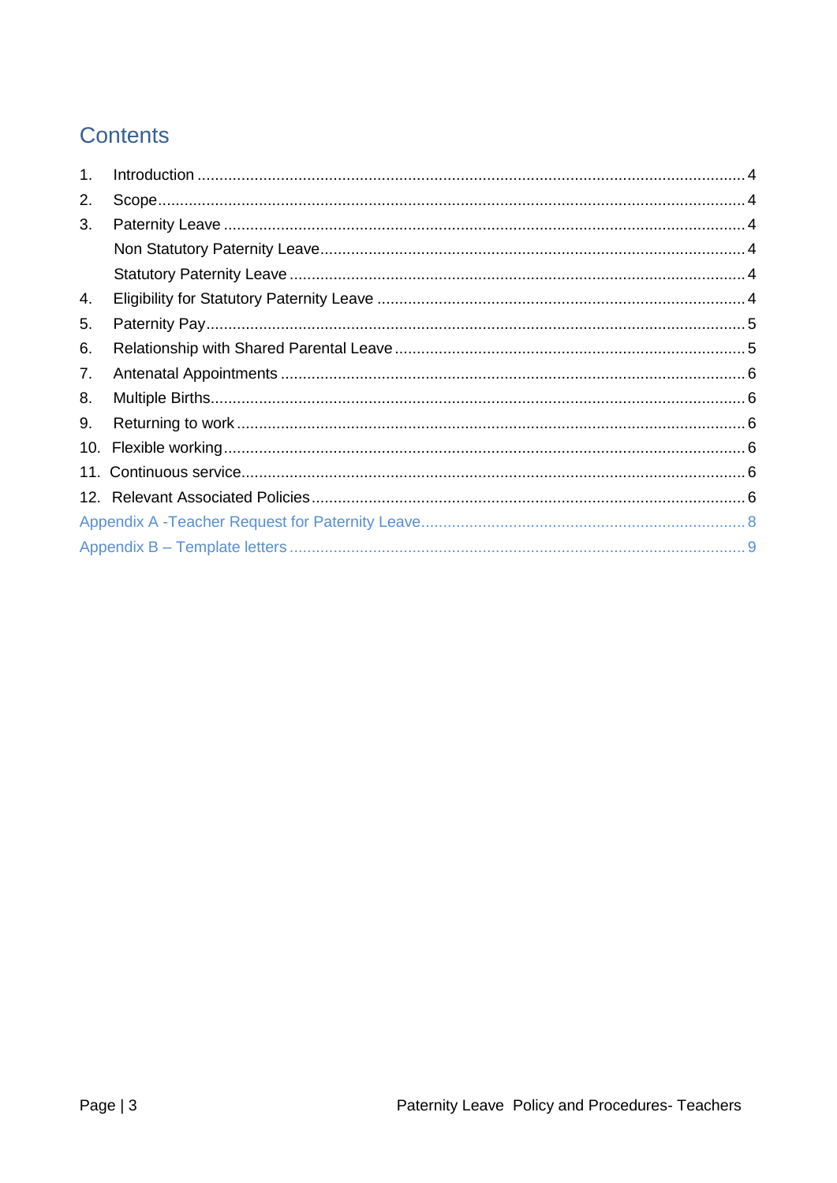# Contents

1. Introduction ........................................................................................................................ 4
2. Scope.................................................................................................................................. 4
3. Paternity Leave .................................................................................................................. 4
   Non Statutory Paternity Leave.............................................................................................. 4
   Statutory Paternity Leave ..................................................................................................... 4
4. Eligibility for Statutory Paternity Leave ................................................................................ 4
5. Paternity Pay....................................................................................................................... 5
6. Relationship with Shared Parental Leave ............................................................................ 5
7. Antenatal Appointments ...................................................................................................... 6
8. Multiple Births...................................................................................................................... 6
9. Returning to work ................................................................................................................ 6
10. Flexible working.................................................................................................................. 6
11. Continuous service.............................................................................................................. 6
12. Relevant Associated Policies.............................................................................................. 6

Appendix A -Teacher Request for Paternity Leave......................................................................... 8

Appendix B – Template letters ...................................................................................................... 9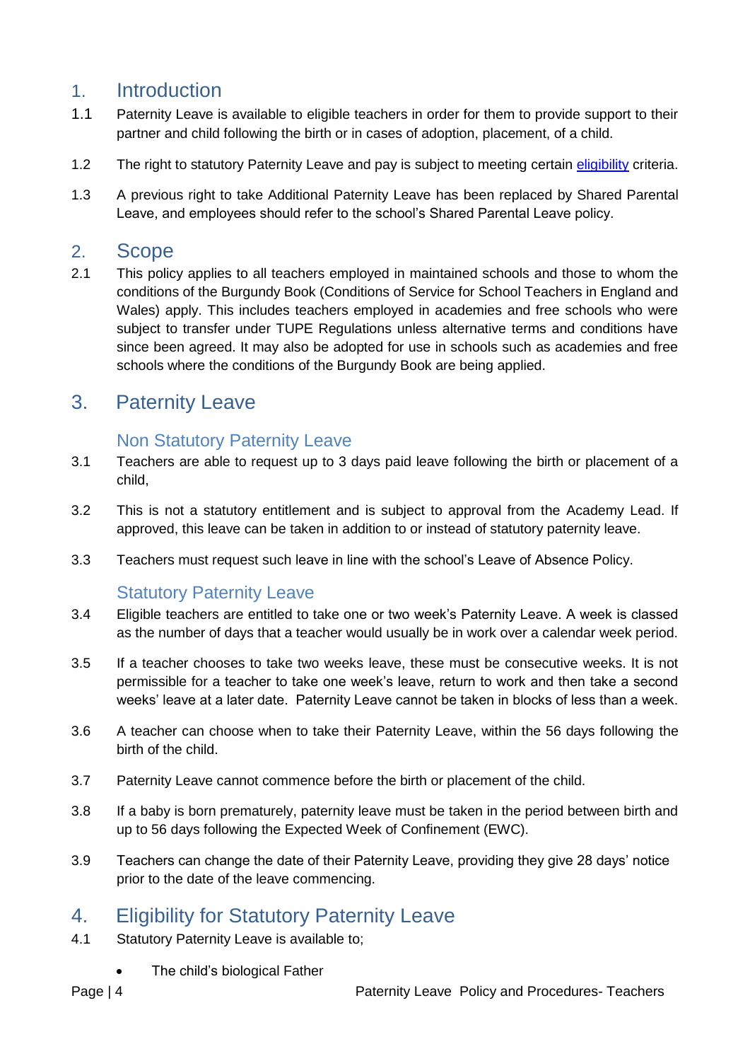## 1. Introduction

1.1 Paternity Leave is available to eligible teachers in order for them to provide support to their partner and child following the birth or in cases of adoption, placement, of a child.

1.2 The right to statutory Paternity Leave and pay is subject to meeting certain [eligibility]() criteria.

1.3 A previous right to take Additional Paternity Leave has been replaced by Shared Parental Leave, and employees should refer to the school's Shared Parental Leave policy.

## 2. Scope

2.1 This policy applies to all teachers employed in maintained schools and those to whom the conditions of the Burgundy Book (Conditions of Service for School Teachers in England and Wales) apply. This includes teachers employed in academies and free schools who were subject to transfer under TUPE Regulations unless alternative terms and conditions have since been agreed. It may also be adopted for use in schools such as academies and free schools where the conditions of the Burgundy Book are being applied.

## 3. Paternity Leave

### Non Statutory Paternity Leave

3.1 Teachers are able to request up to 3 days paid leave following the birth or placement of a child,

3.2 This is not a statutory entitlement and is subject to approval from the Academy Lead. If approved, this leave can be taken in addition to or instead of statutory paternity leave.

3.3 Teachers must request such leave in line with the school's Leave of Absence Policy.

### Statutory Paternity Leave

3.4 Eligible teachers are entitled to take one or two week's Paternity Leave. A week is classed as the number of days that a teacher would usually be in work over a calendar week period.

3.5 If a teacher chooses to take two weeks leave, these must be consecutive weeks. It is not permissible for a teacher to take one week's leave, return to work and then take a second weeks' leave at a later date. Paternity Leave cannot be taken in blocks of less than a week.

3.6 A teacher can choose when to take their Paternity Leave, within the 56 days following the birth of the child.

3.7 Paternity Leave cannot commence before the birth or placement of the child.

3.8 If a baby is born prematurely, paternity leave must be taken in the period between birth and up to 56 days following the Expected Week of Confinement (EWC).

3.9 Teachers can change the date of their Paternity Leave, providing they give 28 days' notice prior to the date of the leave commencing.

## 4. Eligibility for Statutory Paternity Leave

4.1 Statutory Paternity Leave is available to;

- The child's biological Father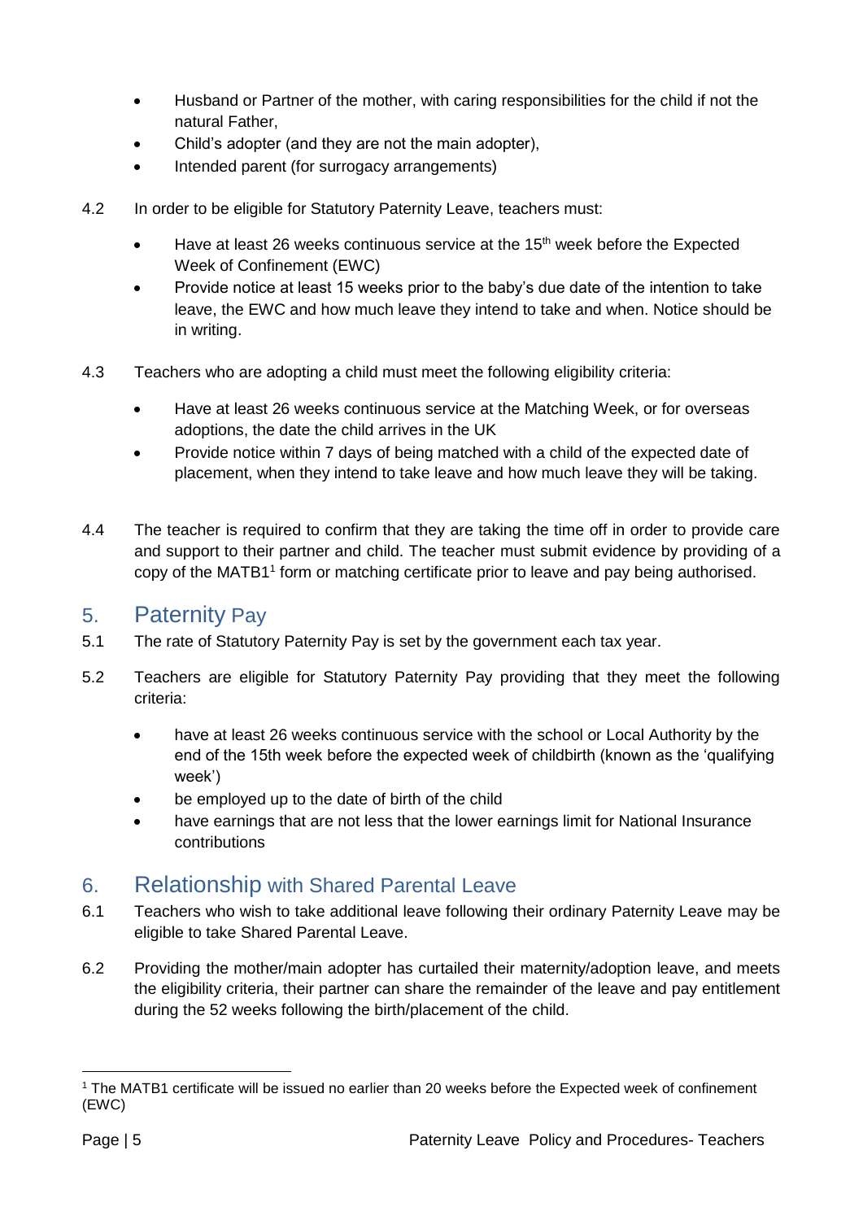- Husband or Partner of the mother, with caring responsibilities for the child if not the natural Father,
- Child's adopter (and they are not the main adopter),
- Intended parent (for surrogacy arrangements)

4.2 In order to be eligible for Statutory Paternity Leave, teachers must:

- Have at least 26 weeks continuous service at the 15th week before the Expected Week of Confinement (EWC)
- Provide notice at least 15 weeks prior to the baby's due date of the intention to take leave, the EWC and how much leave they intend to take and when. Notice should be in writing.

4.3 Teachers who are adopting a child must meet the following eligibility criteria:

- Have at least 26 weeks continuous service at the Matching Week, or for overseas adoptions, the date the child arrives in the UK
- Provide notice within 7 days of being matched with a child of the expected date of placement, when they intend to take leave and how much leave they will be taking.

4.4 The teacher is required to confirm that they are taking the time off in order to provide care and support to their partner and child. The teacher must submit evidence by providing of a copy of the MATB1[1] form or matching certificate prior to leave and pay being authorised.

## 5. Paternity Pay

5.1 The rate of Statutory Paternity Pay is set by the government each tax year.

5.2 Teachers are eligible for Statutory Paternity Pay providing that they meet the following criteria:

- have at least 26 weeks continuous service with the school or Local Authority by the end of the 15th week before the expected week of childbirth (known as the 'qualifying week')
- be employed up to the date of birth of the child
- have earnings that are not less that the lower earnings limit for National Insurance contributions

## 6. Relationship with Shared Parental Leave

6.1 Teachers who wish to take additional leave following their ordinary Paternity Leave may be eligible to take Shared Parental Leave.

6.2 Providing the mother/main adopter has curtailed their maternity/adoption leave, and meets the eligibility criteria, their partner can share the remainder of the leave and pay entitlement during the 52 weeks following the birth/placement of the child.

[1] The MATB1 certificate will be issued no earlier than 20 weeks before the Expected week of confinement (EWC)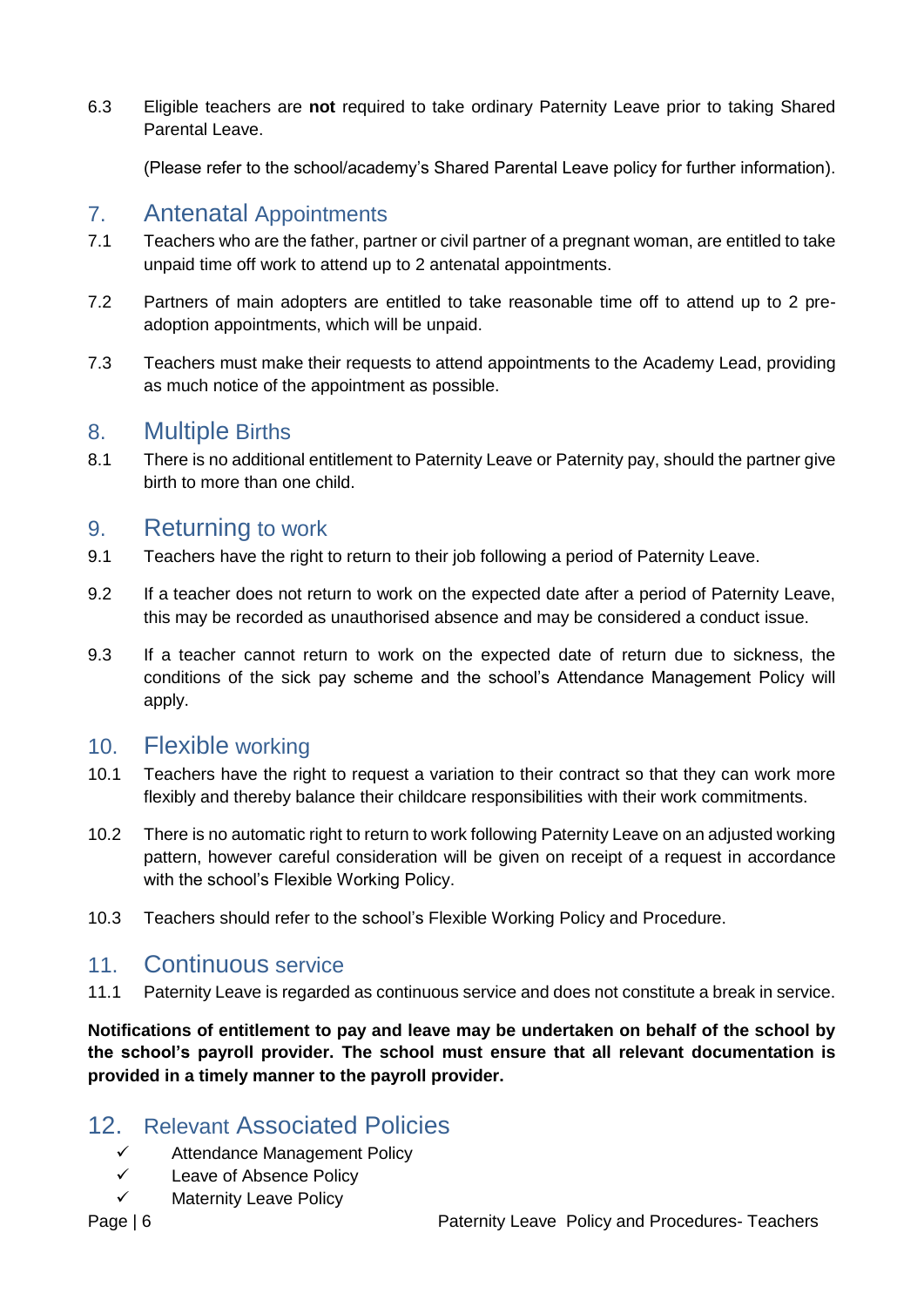6.3 Eligible teachers are **not** required to take ordinary Paternity Leave prior to taking Shared Parental Leave.

(Please refer to the school/academy's Shared Parental Leave policy for further information).

## 7. Antenatal Appointments

7.1 Teachers who are the father, partner or civil partner of a pregnant woman, are entitled to take unpaid time off work to attend up to 2 antenatal appointments.

7.2 Partners of main adopters are entitled to take reasonable time off to attend up to 2 pre-adoption appointments, which will be unpaid.

7.3 Teachers must make their requests to attend appointments to the Academy Lead, providing as much notice of the appointment as possible.

## 8. Multiple Births

8.1 There is no additional entitlement to Paternity Leave or Paternity pay, should the partner give birth to more than one child.

## 9. Returning to work

9.1 Teachers have the right to return to their job following a period of Paternity Leave.

9.2 If a teacher does not return to work on the expected date after a period of Paternity Leave, this may be recorded as unauthorised absence and may be considered a conduct issue.

9.3 If a teacher cannot return to work on the expected date of return due to sickness, the conditions of the sick pay scheme and the school's Attendance Management Policy will apply.

## 10. Flexible working

10.1 Teachers have the right to request a variation to their contract so that they can work more flexibly and thereby balance their childcare responsibilities with their work commitments.

10.2 There is no automatic right to return to work following Paternity Leave on an adjusted working pattern, however careful consideration will be given on receipt of a request in accordance with the school's Flexible Working Policy.

10.3 Teachers should refer to the school's Flexible Working Policy and Procedure.

## 11. Continuous service

11.1 Paternity Leave is regarded as continuous service and does not constitute a break in service.

**Notifications of entitlement to pay and leave may be undertaken on behalf of the school by the school's payroll provider. The school must ensure that all relevant documentation is provided in a timely manner to the payroll provider.**

## 12. Relevant Associated Policies

- ✓ Attendance Management Policy
- ✓ Leave of Absence Policy
- ✓ Maternity Leave Policy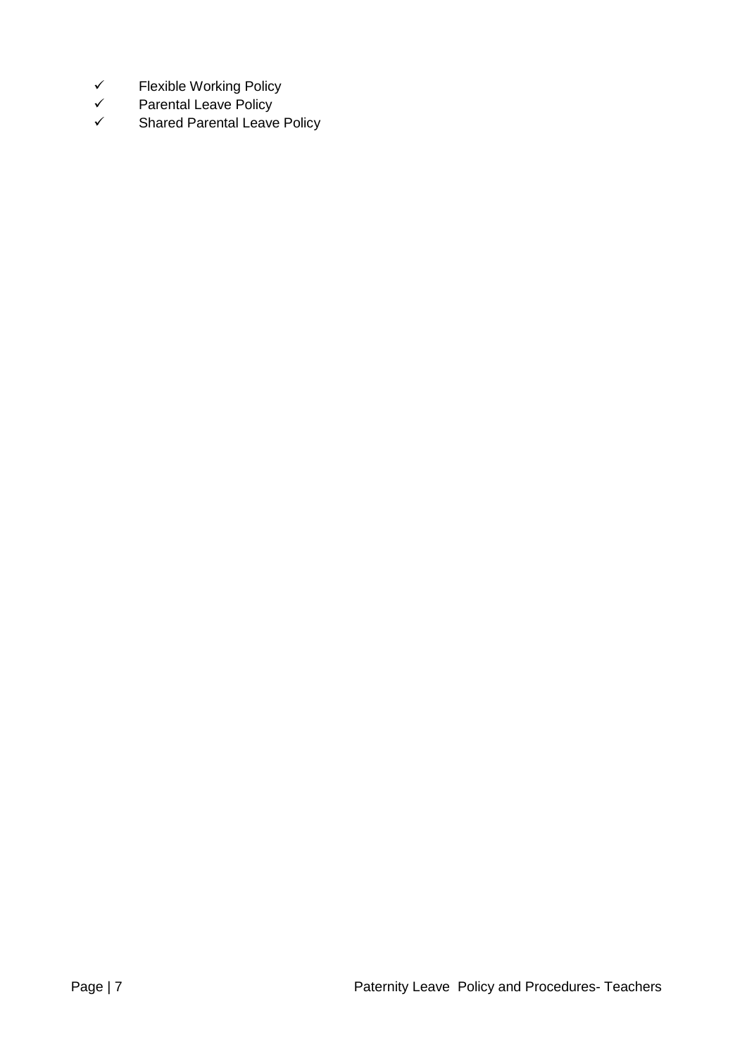- ✓ Flexible Working Policy
- ✓ Parental Leave Policy
- ✓ Shared Parental Leave Policy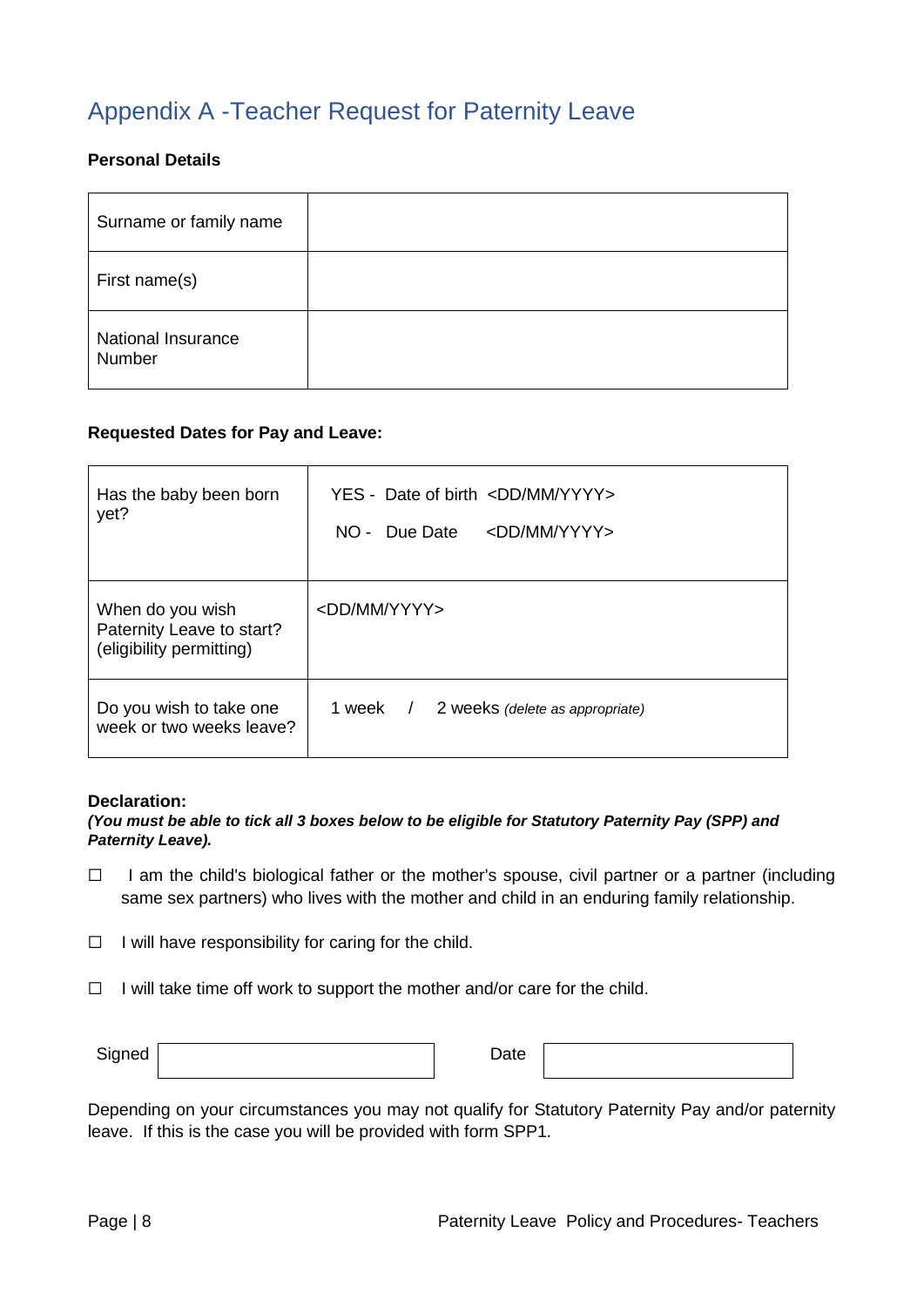# Appendix A -Teacher Request for Paternity Leave

**Personal Details**

| Surname or family name | |
|---|---|
| First name(s) | |
| National Insurance Number | |

**Requested Dates for Pay and Leave:**

| Has the baby been born yet? | YES - Date of birth <DD/MM/YYYY><br>NO - Due Date <DD/MM/YYYY> |
|---|---|
| When do you wish Paternity Leave to start? (eligibility permitting) | <DD/MM/YYYY> |
| Do you wish to take one week or two weeks leave? | 1 week / 2 weeks *(delete as appropriate)* |

**Declaration:**

***(You must be able to tick all 3 boxes below to be eligible for Statutory Paternity Pay (SPP) and Paternity Leave).***

☐ I am the child's biological father or the mother's spouse, civil partner or a partner (including same sex partners) who lives with the mother and child in an enduring family relationship.

☐ I will have responsibility for caring for the child.

☐ I will take time off work to support the mother and/or care for the child.

| Signed | | Date | |
|---|---|---|---|

Depending on your circumstances you may not qualify for Statutory Paternity Pay and/or paternity leave. If this is the case you will be provided with form SPP1.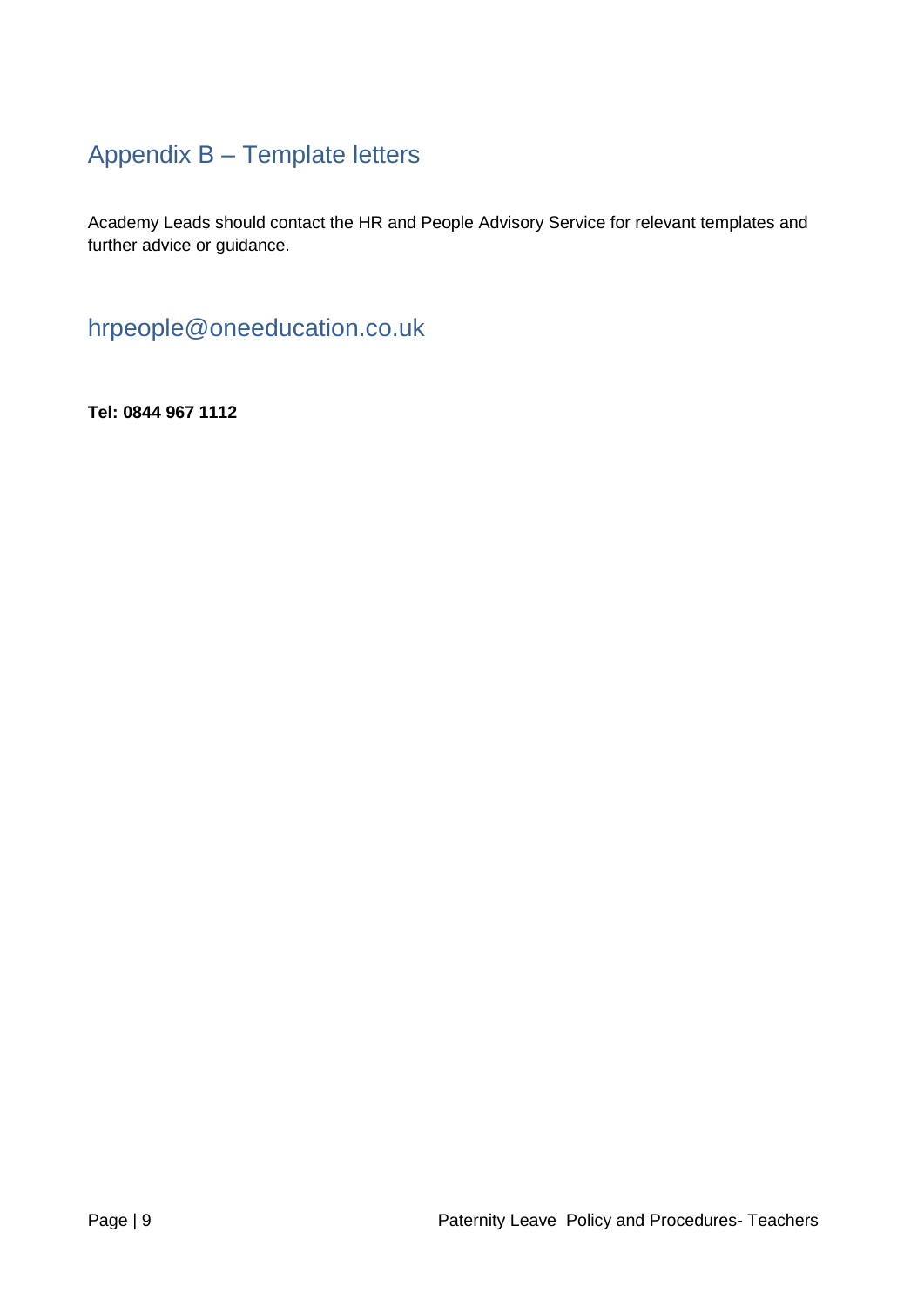## Appendix B – Template letters

Academy Leads should contact the HR and People Advisory Service for relevant templates and further advice or guidance.

hrpeople@oneeducation.co.uk

**Tel: 0844 967 1112**